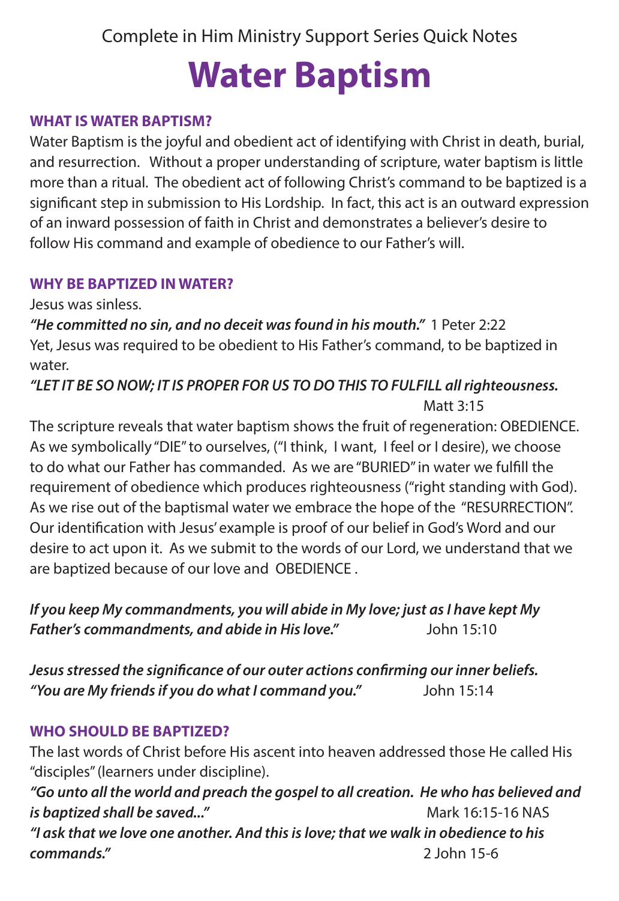Complete in Him Ministry Support Series Quick Notes

# Water Baptism

## WHAT IS WATER BAPTISM?

Water Baptism is the joyful and obedient act of identifying with Christ in death, burial, and resurrection. Without a proper understanding of scripture, water baptism is little more than a ritual. The obedient act of following Christ's command to be baptized is a significant step in submission to His Lordship. In fact, this act is an outward expression of an inward possession of faith in Christ and demonstrates a believer's desire to follow His command and example of obedience to our Father's will.

## WHY BE BAPTIZED IN WATER?

Jesus was sinless.

***"He committed no sin, and no deceit was found in his mouth."*** 1 Peter 2:22

Yet, Jesus was required to be obedient to His Father's command, to be baptized in water.

***"LET IT BE SO NOW; IT IS PROPER FOR US TO DO THIS TO FULFILL all righteousness.*** Matt 3:15

The scripture reveals that water baptism shows the fruit of regeneration: OBEDIENCE. As we symbolically "DIE" to ourselves, ("I think, I want, I feel or I desire), we choose to do what our Father has commanded. As we are "BURIED" in water we fulfill the requirement of obedience which produces righteousness ("right standing with God). As we rise out of the baptismal water we embrace the hope of the "RESURRECTION". Our identification with Jesus' example is proof of our belief in God's Word and our desire to act upon it. As we submit to the words of our Lord, we understand that we are baptized because of our love and OBEDIENCE .

***If you keep My commandments, you will abide in My love; just as I have kept My Father's commandments, and abide in His love."*** John 15:10

***Jesus stressed the significance of our outer actions confirming our inner beliefs. "You are My friends if you do what I command you."*** John 15:14

## WHO SHOULD BE BAPTIZED?

The last words of Christ before His ascent into heaven addressed those He called His "disciples" (learners under discipline).

***"Go unto all the world and preach the gospel to all creation. He who has believed and is baptized shall be saved..."*** Mark 16:15-16 NAS

***"I ask that we love one another. And this is love; that we walk in obedience to his commands."*** 2 John 15-6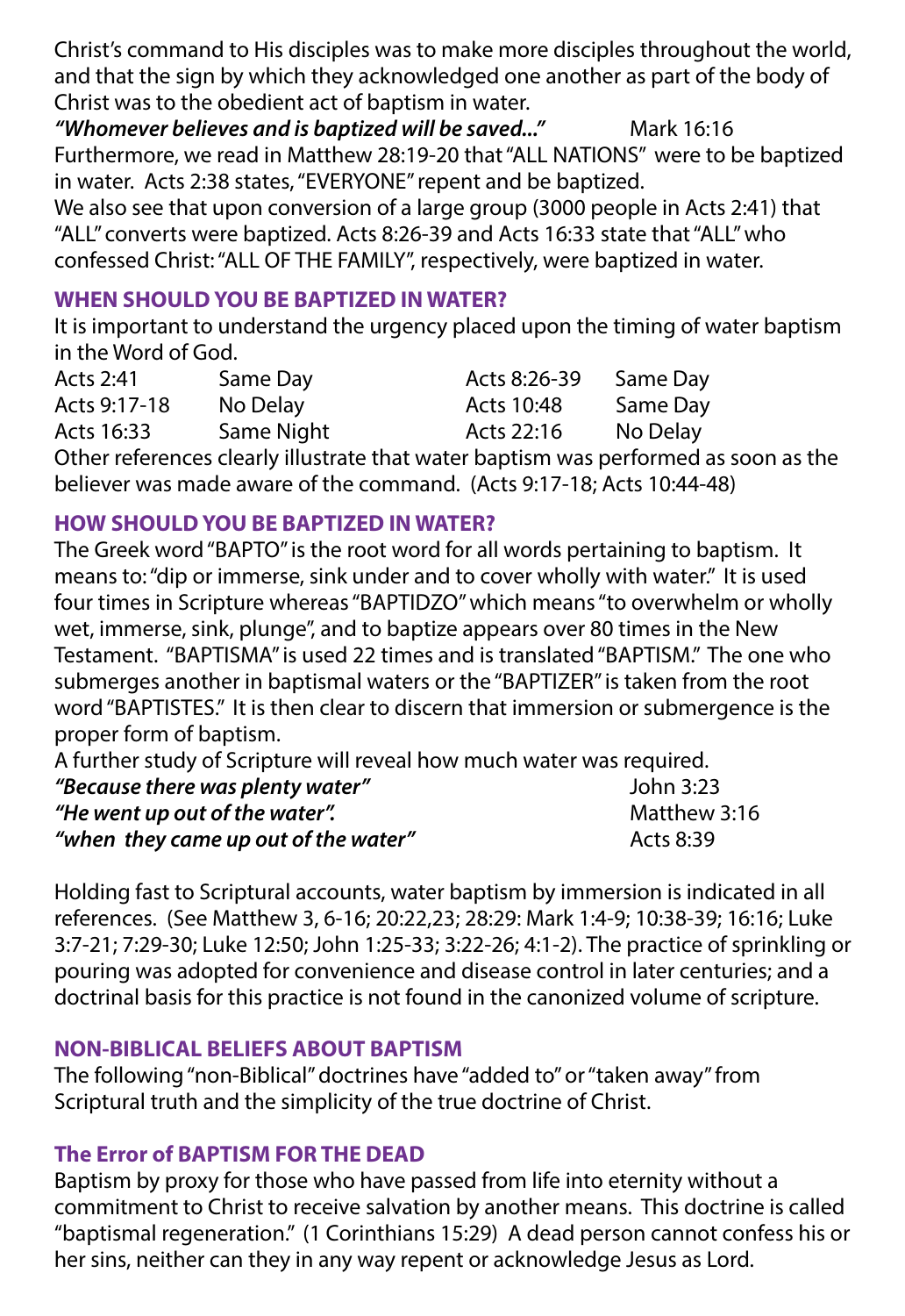Christ's command to His disciples was to make more disciples throughout the world, and that the sign by which they acknowledged one another as part of the body of Christ was to the obedient act of baptism in water.

***"Whomever believes and is baptized will be saved..."*** Mark 16:16

Furthermore, we read in Matthew 28:19-20 that "ALL NATIONS" were to be baptized in water. Acts 2:38 states, "EVERYONE" repent and be baptized.

We also see that upon conversion of a large group (3000 people in Acts 2:41) that "ALL" converts were baptized. Acts 8:26-39 and Acts 16:33 state that "ALL" who confessed Christ: "ALL OF THE FAMILY", respectively, were baptized in water.

## WHEN SHOULD YOU BE BAPTIZED IN WATER?

It is important to understand the urgency placed upon the timing of water baptism in the Word of God.

| | | | |
|---|---|---|---|
| Acts 2:41 | Same Day | Acts 8:26-39 | Same Day |
| Acts 9:17-18 | No Delay | Acts 10:48 | Same Day |
| Acts 16:33 | Same Night | Acts 22:16 | No Delay |

Other references clearly illustrate that water baptism was performed as soon as the believer was made aware of the command. (Acts 9:17-18; Acts 10:44-48)

## HOW SHOULD YOU BE BAPTIZED IN WATER?

The Greek word "BAPTO" is the root word for all words pertaining to baptism. It means to: "dip or immerse, sink under and to cover wholly with water." It is used four times in Scripture whereas "BAPTIDZO" which means "to overwhelm or wholly wet, immerse, sink, plunge", and to baptize appears over 80 times in the New Testament. "BAPTISMA" is used 22 times and is translated "BAPTISM." The one who submerges another in baptismal waters or the "BAPTIZER" is taken from the root word "BAPTISTES." It is then clear to discern that immersion or submergence is the proper form of baptism.

A further study of Scripture will reveal how much water was required.

***"Because there was plenty water"*** John 3:23
***"He went up out of the water".*** Matthew 3:16
***"when they came up out of the water"*** Acts 8:39

Holding fast to Scriptural accounts, water baptism by immersion is indicated in all references. (See Matthew 3, 6-16; 20:22,23; 28:29: Mark 1:4-9; 10:38-39; 16:16; Luke 3:7-21; 7:29-30; Luke 12:50; John 1:25-33; 3:22-26; 4:1-2). The practice of sprinkling or pouring was adopted for convenience and disease control in later centuries; and a doctrinal basis for this practice is not found in the canonized volume of scripture.

## NON-BIBLICAL BELIEFS ABOUT BAPTISM

The following "non-Biblical" doctrines have "added to" or "taken away" from Scriptural truth and the simplicity of the true doctrine of Christ.

### The Error of BAPTISM FOR THE DEAD

Baptism by proxy for those who have passed from life into eternity without a commitment to Christ to receive salvation by another means. This doctrine is called "baptismal regeneration." (1 Corinthians 15:29) A dead person cannot confess his or her sins, neither can they in any way repent or acknowledge Jesus as Lord.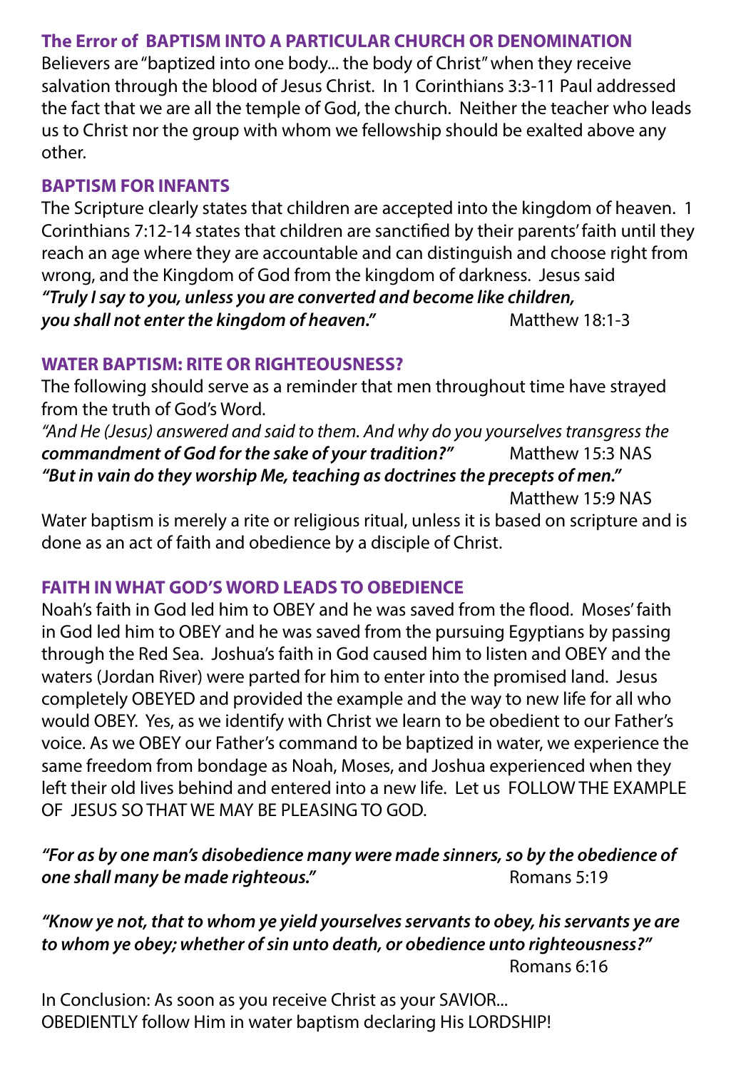## The Error of BAPTISM INTO A PARTICULAR CHURCH OR DENOMINATION

Believers are "baptized into one body... the body of Christ" when they receive salvation through the blood of Jesus Christ. In 1 Corinthians 3:3-11 Paul addressed the fact that we are all the temple of God, the church. Neither the teacher who leads us to Christ nor the group with whom we fellowship should be exalted above any other.

## BAPTISM FOR INFANTS

The Scripture clearly states that children are accepted into the kingdom of heaven. 1 Corinthians 7:12-14 states that children are sanctified by their parents' faith until they reach an age where they are accountable and can distinguish and choose right from wrong, and the Kingdom of God from the kingdom of darkness. Jesus said ***"Truly I say to you, unless you are converted and become like children, you shall not enter the kingdom of heaven."*** Matthew 18:1-3

## WATER BAPTISM: RITE OR RIGHTEOUSNESS?

The following should serve as a reminder that men throughout time have strayed from the truth of God's Word.

*"And He (Jesus) answered and said to them. And why do you yourselves transgress the* ***commandment of God for the sake of your tradition?"*** Matthew 15:3 NAS

***"But in vain do they worship Me, teaching as doctrines the precepts of men."*** Matthew 15:9 NAS

Water baptism is merely a rite or religious ritual, unless it is based on scripture and is done as an act of faith and obedience by a disciple of Christ.

## FAITH IN WHAT GOD'S WORD LEADS TO OBEDIENCE

Noah's faith in God led him to OBEY and he was saved from the flood. Moses' faith in God led him to OBEY and he was saved from the pursuing Egyptians by passing through the Red Sea. Joshua's faith in God caused him to listen and OBEY and the waters (Jordan River) were parted for him to enter into the promised land. Jesus completely OBEYED and provided the example and the way to new life for all who would OBEY. Yes, as we identify with Christ we learn to be obedient to our Father's voice. As we OBEY our Father's command to be baptized in water, we experience the same freedom from bondage as Noah, Moses, and Joshua experienced when they left their old lives behind and entered into a new life. Let us FOLLOW THE EXAMPLE OF JESUS SO THAT WE MAY BE PLEASING TO GOD.

***"For as by one man's disobedience many were made sinners, so by the obedience of one shall many be made righteous."*** Romans 5:19

***"Know ye not, that to whom ye yield yourselves servants to obey, his servants ye are to whom ye obey; whether of sin unto death, or obedience unto righteousness?"*** Romans 6:16

In Conclusion: As soon as you receive Christ as your SAVIOR... OBEDIENTLY follow Him in water baptism declaring His LORDSHIP!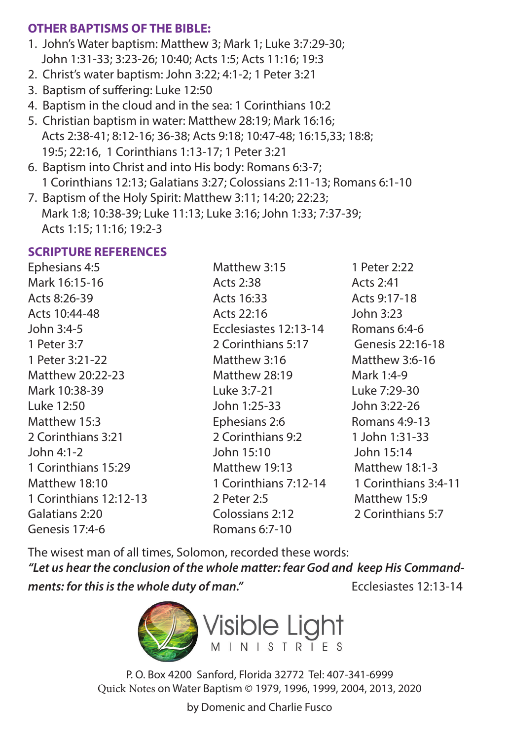## OTHER BAPTISMS OF THE BIBLE:

1. John's Water baptism: Matthew 3; Mark 1; Luke 3:7:29-30; John 1:31-33; 3:23-26; 10:40; Acts 1:5; Acts 11:16; 19:3
2. Christ's water baptism: John 3:22; 4:1-2; 1 Peter 3:21
3. Baptism of suffering: Luke 12:50
4. Baptism in the cloud and in the sea: 1 Corinthians 10:2
5. Christian baptism in water: Matthew 28:19; Mark 16:16; Acts 2:38-41; 8:12-16; 36-38; Acts 9:18; 10:47-48; 16:15,33; 18:8; 19:5; 22:16, 1 Corinthians 1:13-17; 1 Peter 3:21
6. Baptism into Christ and into His body: Romans 6:3-7; 1 Corinthians 12:13; Galatians 3:27; Colossians 2:11-13; Romans 6:1-10
7. Baptism of the Holy Spirit: Matthew 3:11; 14:20; 22:23; Mark 1:8; 10:38-39; Luke 11:13; Luke 3:16; John 1:33; 7:37-39; Acts 1:15; 11:16; 19:2-3

## SCRIPTURE REFERENCES

Ephesians 4:5
Mark 16:15-16
Acts 8:26-39
Acts 10:44-48
John 3:4-5
1 Peter 3:7
1 Peter 3:21-22
Matthew 20:22-23
Mark 10:38-39
Luke 12:50
Matthew 15:3
2 Corinthians 3:21
John 4:1-2
1 Corinthians 15:29
Matthew 18:10
1 Corinthians 12:12-13
Galatians 2:20
Genesis 17:4-6

Matthew 3:15
Acts 2:38
Acts 16:33
Acts 22:16
Ecclesiastes 12:13-14
2 Corinthians 5:17
Matthew 3:16
Matthew 28:19
Luke 3:7-21
John 1:25-33
Ephesians 2:6
2 Corinthians 9:2
John 15:10
Matthew 19:13
1 Corinthians 7:12-14
2 Peter 2:5
Colossians 2:12
Romans 6:7-10

1 Peter 2:22
Acts 2:41
Acts 9:17-18
John 3:23
Romans 6:4-6
Genesis 22:16-18
Matthew 3:6-16
Mark 1:4-9
Luke 7:29-30
John 3:22-26
Romans 4:9-13
1 John 1:31-33
John 15:14
Matthew 18:1-3
1 Corinthians 3:4-11
Matthew 15:9
2 Corinthians 5:7

The wisest man of all times, Solomon, recorded these words:
***"Let us hear the conclusion of the whole matter: fear God and keep His Commandments: for this is the whole duty of man."*** Ecclesiastes 12:13-14

Visible Light
MINISTRIES

P. O. Box 4200 Sanford, Florida 32772 Tel: 407-341-6999
Quick Notes on Water Baptism © 1979, 1996, 1999, 2004, 2013, 2020

by Domenic and Charlie Fusco